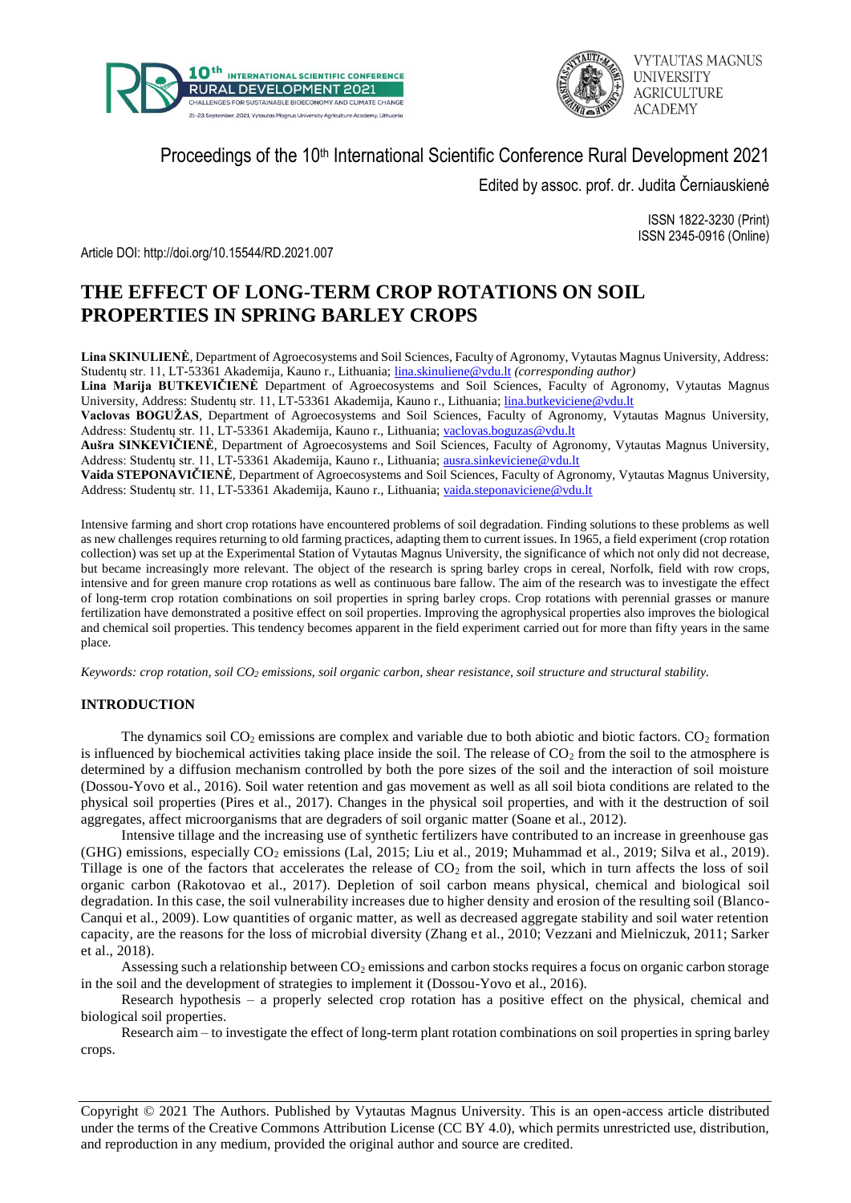Proceedings of the 10th International Scientific Conference Rural Development 2021

Edited by assoc. prof. dr. Judita Černiauskienė

ISSN 1822-3230 (Print)
ISSN 2345-0916 (Online)

Article DOI: http://doi.org/10.15544/RD.2021.007

# THE EFFECT OF LONG-TERM CROP ROTATIONS ON SOIL PROPERTIES IN SPRING BARLEY CROPS

**Lina SKINULIENĖ**, Department of Agroecosystems and Soil Sciences, Faculty of Agronomy, Vytautas Magnus University, Address: Studentų str. 11, LT-53361 Akademija, Kauno r., Lithuania; lina.skinuliene@vdu.lt *(corresponding author)*

**Lina Marija BUTKEVIČIENĖ** Department of Agroecosystems and Soil Sciences, Faculty of Agronomy, Vytautas Magnus University, Address: Studentų str. 11, LT-53361 Akademija, Kauno r., Lithuania; lina.butkeviciene@vdu.lt

**Vaclovas BOGUŽAS**, Department of Agroecosystems and Soil Sciences, Faculty of Agronomy, Vytautas Magnus University, Address: Studentų str. 11, LT-53361 Akademija, Kauno r., Lithuania; vaclovas.boguzas@vdu.lt

**Aušra SINKEVIČIENĖ**, Department of Agroecosystems and Soil Sciences, Faculty of Agronomy, Vytautas Magnus University, Address: Studentų str. 11, LT-53361 Akademija, Kauno r., Lithuania; ausra.sinkeviciene@vdu.lt

**Vaida STEPONAVIČIENĖ**, Department of Agroecosystems and Soil Sciences, Faculty of Agronomy, Vytautas Magnus University, Address: Studentų str. 11, LT-53361 Akademija, Kauno r., Lithuania; vaida.steponaviciene@vdu.lt

Intensive farming and short crop rotations have encountered problems of soil degradation. Finding solutions to these problems as well as new challenges requires returning to old farming practices, adapting them to current issues. In 1965, a field experiment (crop rotation collection) was set up at the Experimental Station of Vytautas Magnus University, the significance of which not only did not decrease, but became increasingly more relevant. The object of the research is spring barley crops in cereal, Norfolk, field with row crops, intensive and for green manure crop rotations as well as continuous bare fallow. The aim of the research was to investigate the effect of long-term crop rotation combinations on soil properties in spring barley crops. Crop rotations with perennial grasses or manure fertilization have demonstrated a positive effect on soil properties. Improving the agrophysical properties also improves the biological and chemical soil properties. This tendency becomes apparent in the field experiment carried out for more than fifty years in the same place.

*Keywords: crop rotation, soil $CO_2$ emissions, soil organic carbon, shear resistance, soil structure and structural stability.*

## INTRODUCTION

The dynamics soil $CO_2$ emissions are complex and variable due to both abiotic and biotic factors. $CO_2$ formation is influenced by biochemical activities taking place inside the soil. The release of $CO_2$ from the soil to the atmosphere is determined by a diffusion mechanism controlled by both the pore sizes of the soil and the interaction of soil moisture (Dossou-Yovo et al., 2016). Soil water retention and gas movement as well as all soil biota conditions are related to the physical soil properties (Pires et al., 2017). Changes in the physical soil properties, and with it the destruction of soil aggregates, affect microorganisms that are degraders of soil organic matter (Soane et al., 2012).

Intensive tillage and the increasing use of synthetic fertilizers have contributed to an increase in greenhouse gas (GHG) emissions, especially $CO_2$ emissions (Lal, 2015; Liu et al., 2019; Muhammad et al., 2019; Silva et al., 2019). Tillage is one of the factors that accelerates the release of $CO_2$ from the soil, which in turn affects the loss of soil organic carbon (Rakotovao et al., 2017). Depletion of soil carbon means physical, chemical and biological soil degradation. In this case, the soil vulnerability increases due to higher density and erosion of the resulting soil (Blanco-Canqui et al., 2009). Low quantities of organic matter, as well as decreased aggregate stability and soil water retention capacity, are the reasons for the loss of microbial diversity (Zhang et al., 2010; Vezzani and Mielniczuk, 2011; Sarker et al., 2018).

Assessing such a relationship between $CO_2$ emissions and carbon stocks requires a focus on organic carbon storage in the soil and the development of strategies to implement it (Dossou-Yovo et al., 2016).

Research hypothesis – a properly selected crop rotation has a positive effect on the physical, chemical and biological soil properties.

Research aim – to investigate the effect of long-term plant rotation combinations on soil properties in spring barley crops.

Copyright © 2021 The Authors. Published by Vytautas Magnus University. This is an open-access article distributed under the terms of the Creative Commons Attribution License (CC BY 4.0), which permits unrestricted use, distribution, and reproduction in any medium, provided the original author and source are credited.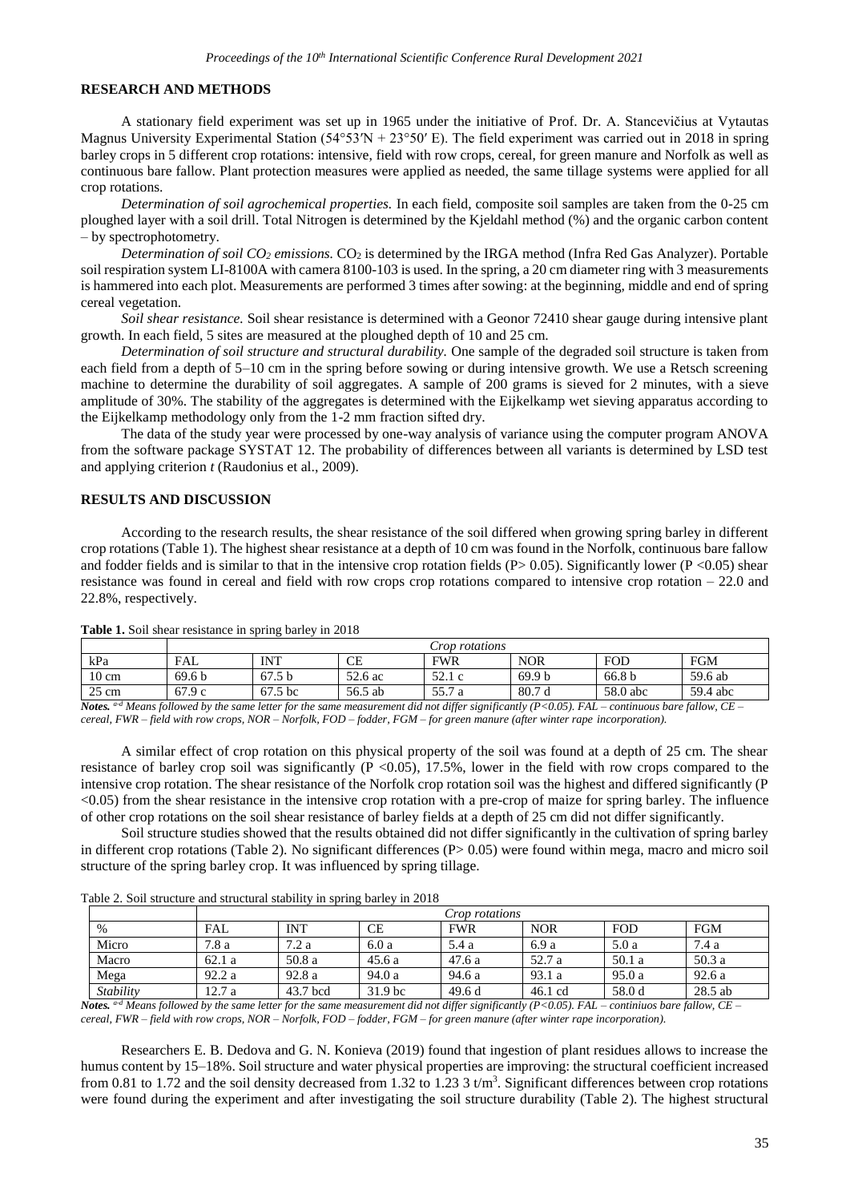## RESEARCH AND METHODS

A stationary field experiment was set up in 1965 under the initiative of Prof. Dr. A. Stancevičius at Vytautas Magnus University Experimental Station (54°53′N + 23°50′ E). The field experiment was carried out in 2018 in spring barley crops in 5 different crop rotations: intensive, field with row crops, cereal, for green manure and Norfolk as well as continuous bare fallow. Plant protection measures were applied as needed, the same tillage systems were applied for all crop rotations.

*Determination of soil agrochemical properties.* In each field, composite soil samples are taken from the 0-25 cm ploughed layer with a soil drill. Total Nitrogen is determined by the Kjeldahl method (%) and the organic carbon content – by spectrophotometry.

*Determination of soil $CO_2$ emissions.* $CO_2$ is determined by the IRGA method (Infra Red Gas Analyzer). Portable soil respiration system LI-8100A with camera 8100-103 is used. In the spring, a 20 cm diameter ring with 3 measurements is hammered into each plot. Measurements are performed 3 times after sowing: at the beginning, middle and end of spring cereal vegetation.

*Soil shear resistance.* Soil shear resistance is determined with a Geonor 72410 shear gauge during intensive plant growth. In each field, 5 sites are measured at the ploughed depth of 10 and 25 cm.

*Determination of soil structure and structural durability.* One sample of the degraded soil structure is taken from each field from a depth of 5–10 cm in the spring before sowing or during intensive growth. We use a Retsch screening machine to determine the durability of soil aggregates. A sample of 200 grams is sieved for 2 minutes, with a sieve amplitude of 30%. The stability of the aggregates is determined with the Eijkelkamp wet sieving apparatus according to the Eijkelkamp methodology only from the 1-2 mm fraction sifted dry.

The data of the study year were processed by one-way analysis of variance using the computer program ANOVA from the software package SYSTAT 12. The probability of differences between all variants is determined by LSD test and applying criterion *t* (Raudonius et al., 2009).

## RESULTS AND DISCUSSION

According to the research results, the shear resistance of the soil differed when growing spring barley in different crop rotations (Table 1). The highest shear resistance at a depth of 10 cm was found in the Norfolk, continuous bare fallow and fodder fields and is similar to that in the intensive crop rotation fields ($P > 0.05$). Significantly lower ($P < 0.05$) shear resistance was found in cereal and field with row crops crop rotations compared to intensive crop rotation – 22.0 and 22.8%, respectively.

**Table 1.** Soil shear resistance in spring barley in 2018

| | *Crop rotations* | | | | | | |
|---|---|---|---|---|---|---|---|
| kPa | FAL | INT | CE | FWR | NOR | FOD | FGM |
| 10 cm | 69.6 b | 67.5 b | 52.6 ac | 52.1 c | 69.9 b | 66.8 b | 59.6 ab |
| 25 cm | 67.9 c | 67.5 bc | 56.5 ab | 55.7 a | 80.7 d | 58.0 abc | 59.4 abc |

***Notes.*** *[a-d] Means followed by the same letter for the same measurement did not differ significantly (P<0.05). FAL – continuous bare fallow, CE – cereal, FWR – field with row crops, NOR – Norfolk, FOD – fodder, FGM – for green manure (after winter rape incorporation).*

A similar effect of crop rotation on this physical property of the soil was found at a depth of 25 cm. The shear resistance of barley crop soil was significantly ($P < 0.05$), 17.5%, lower in the field with row crops compared to the intensive crop rotation. The shear resistance of the Norfolk crop rotation soil was the highest and differed significantly ($P < 0.05$) from the shear resistance in the intensive crop rotation with a pre-crop of maize for spring barley. The influence of other crop rotations on the soil shear resistance of barley fields at a depth of 25 cm did not differ significantly.

Soil structure studies showed that the results obtained did not differ significantly in the cultivation of spring barley in different crop rotations (Table 2). No significant differences ($P > 0.05$) were found within mega, macro and micro soil structure of the spring barley crop. It was influenced by spring tillage.

Table 2. Soil structure and structural stability in spring barley in 2018

| | *Crop rotations* | | | | | | |
|---|---|---|---|---|---|---|---|
| % | FAL | INT | CE | FWR | NOR | FOD | FGM |
| Micro | 7.8 a | 7.2 a | 6.0 a | 5.4 a | 6.9 a | 5.0 a | 7.4 a |
| Macro | 62.1 a | 50.8 a | 45.6 a | 47.6 a | 52.7 a | 50.1 a | 50.3 a |
| Mega | 92.2 a | 92.8 a | 94.0 a | 94.6 a | 93.1 a | 95.0 a | 92.6 a |
| *Stability* | 12.7 a | 43.7 bcd | 31.9 bc | 49.6 d | 46.1 cd | 58.0 d | 28.5 ab |

***Notes.*** *[a-d] Means followed by the same letter for the same measurement did not differ significantly (P<0.05). FAL – continiuos bare fallow, CE – cereal, FWR – field with row crops, NOR – Norfolk, FOD – fodder, FGM – for green manure (after winter rape incorporation).*

Researchers E. B. Dedova and G. N. Konieva (2019) found that ingestion of plant residues allows to increase the humus content by 15–18%. Soil structure and water physical properties are improving: the structural coefficient increased from 0.81 to 1.72 and the soil density decreased from 1.32 to 1.23 3 t/m$^3$. Significant differences between crop rotations were found during the experiment and after investigating the soil structure durability (Table 2). The highest structural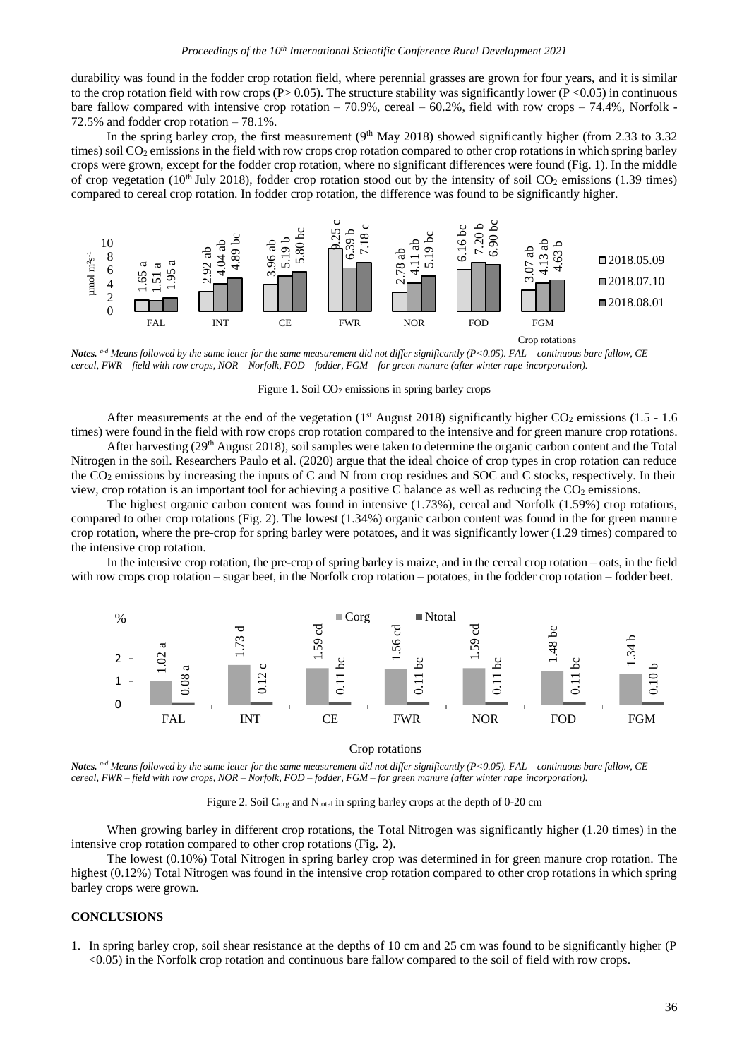durability was found in the fodder crop rotation field, where perennial grasses are grown for four years, and it is similar to the crop rotation field with row crops ($P > 0.05$). The structure stability was significantly lower ($P < 0.05$) in continuous bare fallow compared with intensive crop rotation – 70.9%, cereal – 60.2%, field with row crops – 74.4%, Norfolk - 72.5% and fodder crop rotation – 78.1%.

In the spring barley crop, the first measurement (9th May 2018) showed significantly higher (from 2.33 to 3.32 times) soil $CO_2$ emissions in the field with row crops crop rotation compared to other crop rotations in which spring barley crops were grown, except for the fodder crop rotation, where no significant differences were found (Fig. 1). In the middle of crop vegetation (10th July 2018), fodder crop rotation stood out by the intensity of soil $CO_2$ emissions (1.39 times) compared to cereal crop rotation. In fodder crop rotation, the difference was found to be significantly higher.

| Crop rotations | 2018.05.09 | 2018.07.10 | 2018.08.01 |
|---|---|---|---|
| FAL | 1.65 a | 1.51 a | 1.95 a |
| INT | 2.92 ab | 4.04 ab | 4.89 bc |
| CE | 3.96 ab | 5.19 b | 5.80 bc |
| FWR | 9.25 c | 6.39 b | 7.18 c |
| NOR | 2.78 ab | 4.11 ab | 5.19 bc |
| FOD | 6.16 bc | 7.20 b | 6.90 bc |
| FGM | 3.07 ab | 4.13 ab | 4.63 b |

(y-axis: $\mu mol\ m^{-2} s^{-1}$)

***Notes.*** *a-d Means followed by the same letter for the same measurement did not differ significantly ($P<0.05$). FAL – continuous bare fallow, CE – cereal, FWR – field with row crops, NOR – Norfolk, FOD – fodder, FGM – for green manure (after winter rape incorporation).*

Figure 1. Soil $CO_2$ emissions in spring barley crops

After measurements at the end of the vegetation (1st August 2018) significantly higher $CO_2$ emissions (1.5 - 1.6 times) were found in the field with row crops crop rotation compared to the intensive and for green manure crop rotations.

After harvesting (29th August 2018), soil samples were taken to determine the organic carbon content and the Total Nitrogen in the soil. Researchers Paulo et al. (2020) argue that the ideal choice of crop types in crop rotation can reduce the $CO_2$ emissions by increasing the inputs of C and N from crop residues and SOC and C stocks, respectively. In their view, crop rotation is an important tool for achieving a positive C balance as well as reducing the $CO_2$ emissions.

The highest organic carbon content was found in intensive (1.73%), cereal and Norfolk (1.59%) crop rotations, compared to other crop rotations (Fig. 2). The lowest (1.34%) organic carbon content was found in the for green manure crop rotation, where the pre-crop for spring barley were potatoes, and it was significantly lower (1.29 times) compared to the intensive crop rotation.

In the intensive crop rotation, the pre-crop of spring barley is maize, and in the cereal crop rotation – oats, in the field with row crops crop rotation – sugar beet, in the Norfolk crop rotation – potatoes, in the fodder crop rotation – fodder beet.

| Crop rotations | Corg, % | Ntotal, % |
|---|---|---|
| FAL | 1.02 a | 0.08 a |
| INT | 1.73 d | 0.12 c |
| CE | 1.59 cd | 0.11 bc |
| FWR | 1.56 cd | 0.11 bc |
| NOR | 1.59 cd | 0.11 bc |
| FOD | 1.48 bc | 0.11 bc |
| FGM | 1.34 b | 0.10 b |

***Notes.*** *a-d Means followed by the same letter for the same measurement did not differ significantly ($P<0.05$). FAL – continuous bare fallow, CE – cereal, FWR – field with row crops, NOR – Norfolk, FOD – fodder, FGM – for green manure (after winter rape incorporation).*

Figure 2. Soil $C_{org}$ and $N_{total}$ in spring barley crops at the depth of 0-20 cm

When growing barley in different crop rotations, the Total Nitrogen was significantly higher (1.20 times) in the intensive crop rotation compared to other crop rotations (Fig. 2).

The lowest (0.10%) Total Nitrogen in spring barley crop was determined in for green manure crop rotation. The highest (0.12%) Total Nitrogen was found in the intensive crop rotation compared to other crop rotations in which spring barley crops were grown.

## CONCLUSIONS

1. In spring barley crop, soil shear resistance at the depths of 10 cm and 25 cm was found to be significantly higher ($P < 0.05$) in the Norfolk crop rotation and continuous bare fallow compared to the soil of field with row crops.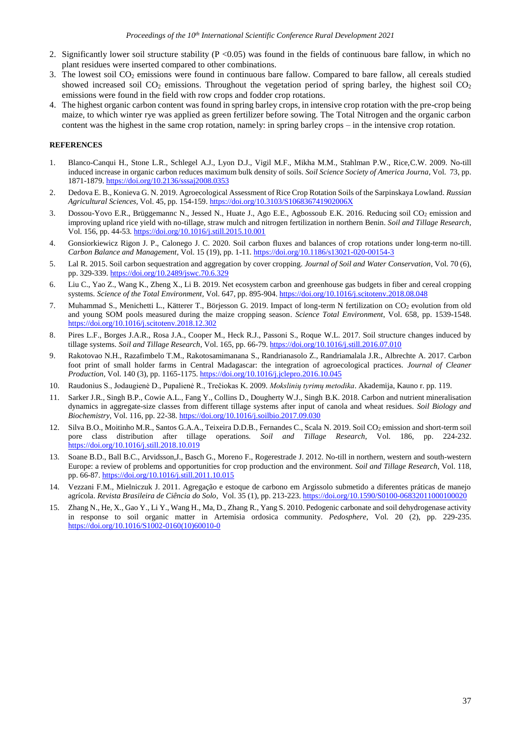2. Significantly lower soil structure stability ($P < 0.05$) was found in the fields of continuous bare fallow, in which no plant residues were inserted compared to other combinations.
3. The lowest soil $CO_2$ emissions were found in continuous bare fallow. Compared to bare fallow, all cereals studied showed increased soil $CO_2$ emissions. Throughout the vegetation period of spring barley, the highest soil $CO_2$ emissions were found in the field with row crops and fodder crop rotations.
4. The highest organic carbon content was found in spring barley crops, in intensive crop rotation with the pre-crop being maize, to which winter rye was applied as green fertilizer before sowing. The Total Nitrogen and the organic carbon content was the highest in the same crop rotation, namely: in spring barley crops – in the intensive crop rotation.

**REFERENCES**

1. Blanco-Canqui H., Stone L.R., Schlegel A.J., Lyon D.J., Vigil M.F., Mikha M.M., Stahlman P.W., Rice,C.W. 2009. No-till induced increase in organic carbon reduces maximum bulk density of soils. *Soil Science Society of America Journa*, Vol. 73, pp. 1871-1879. https://doi.org/10.2136/sssaj2008.0353
2. Dedova E. B., Konieva G. N. 2019. Agroecological Assessment of Rice Crop Rotation Soils of the Sarpinskaya Lowland. *Russian Agricultural Sciences*, Vol. 45, pp. 154-159. https://doi.org/10.3103/S106836741902006X
3. Dossou-Yovo E.R., Brüggemannc N., Jessed N., Huate J., Ago E.E., Agbossoub E.K. 2016. Reducing soil $CO_2$ emission and improving upland rice yield with no-tillage, straw mulch and nitrogen fertilization in northern Benin. *Soil and Tillage Research*, Vol. 156, pp. 44-53. https://doi.org/10.1016/j.still.2015.10.001
4. Gonsiorkiewicz Rigon J. P., Calonego J. C. 2020. Soil carbon fluxes and balances of crop rotations under long-term no-till. *Carbon Balance and Management*, Vol. 15 (19), pp. 1-11. https://doi.org/10.1186/s13021-020-00154-3
5. Lal R. 2015. Soil carbon sequestration and aggregation by cover cropping. *Journal of Soil and Water Conservation*, Vol. 70 (6), pp. 329-339. https://doi.org/10.2489/jswc.70.6.329
6. Liu C., Yao Z., Wang K., Zheng X., Li B. 2019. Net ecosystem carbon and greenhouse gas budgets in fiber and cereal cropping systems. *Science of the Total Environment*, Vol. 647, pp. 895-904. https://doi.org/10.1016/j.scitotenv.2018.08.048
7. Muhammad S., Menichetti L., Kätterer T., Börjesson G. 2019. Impact of long-term N fertilization on $CO_2$ evolution from old and young SOM pools measured during the maize cropping season. *Science Total Environment*, Vol. 658, pp. 1539-1548. https://doi.org/10.1016/j.scitotenv.2018.12.302
8. Pires L.F., Borges J.A.R., Rosa J.A., Cooper M., Heck R.J., Passoni S., Roque W.L. 2017. Soil structure changes induced by tillage systems. *Soil and Tillage Research*, Vol. 165, pp. 66-79. https://doi.org/10.1016/j.still.2016.07.010
9. Rakotovao N.H., Razafimbelo T.M., Rakotosamimanana S., Randrianasolo Z., Randriamalala J.R., Albrechte A. 2017. Carbon foot print of small holder farms in Central Madagascar: the integration of agroecological practices. *Journal of Cleaner Production*, Vol. 140 (3), pp. 1165-1175. https://doi.org/10.1016/j.jclepro.2016.10.045
10. Raudonius S., Jodaugienė D., Pupalienė R., Trečiokas K. 2009. *Mokslinių tyrimų metodika*. Akademija, Kauno r. pp. 119.
11. Sarker J.R., Singh B.P., Cowie A.L., Fang Y., Collins D., Dougherty W.J., Singh B.K. 2018. Carbon and nutrient mineralisation dynamics in aggregate-size classes from different tillage systems after input of canola and wheat residues. *Soil Biology and Biochemistry*, Vol. 116, pp. 22-38. https://doi.org/10.1016/j.soilbio.2017.09.030
12. Silva B.O., Moitinho M.R., Santos G.A.A., Teixeira D.D.B., Fernandes C., Scala N. 2019. Soil $CO_2$ emission and short-term soil pore class distribution after tillage operations. *Soil and Tillage Research*, Vol. 186, pp. 224-232. https://doi.org/10.1016/j.still.2018.10.019
13. Soane B.D., Ball B.C., Arvidsson,J., Basch G., Moreno F., Rogerestrade J. 2012. No-till in northern, western and south-western Europe: a review of problems and opportunities for crop production and the environment. *Soil and Tillage Research*, Vol. 118, pp. 66-87. https://doi.org/10.1016/j.still.2011.10.015
14. Vezzani F.M., Mielniczuk J. 2011. Agregação e estoque de carbono em Argissolo submetido a diferentes práticas de manejo agrícola. *Revista Brasileira de Ciência do Solo*, Vol. 35 (1), pp. 213-223. https://doi.org/10.1590/S0100-06832011000100020
15. Zhang N., He, X., Gao Y., Li Y., Wang H., Ma, D., Zhang R., Yang S. 2010. Pedogenic carbonate and soil dehydrogenase activity in response to soil organic matter in Artemisia ordosica community. *Pedosphere*, Vol. 20 (2), pp. 229-235. https://doi.org/10.1016/S1002-0160(10)60010-0